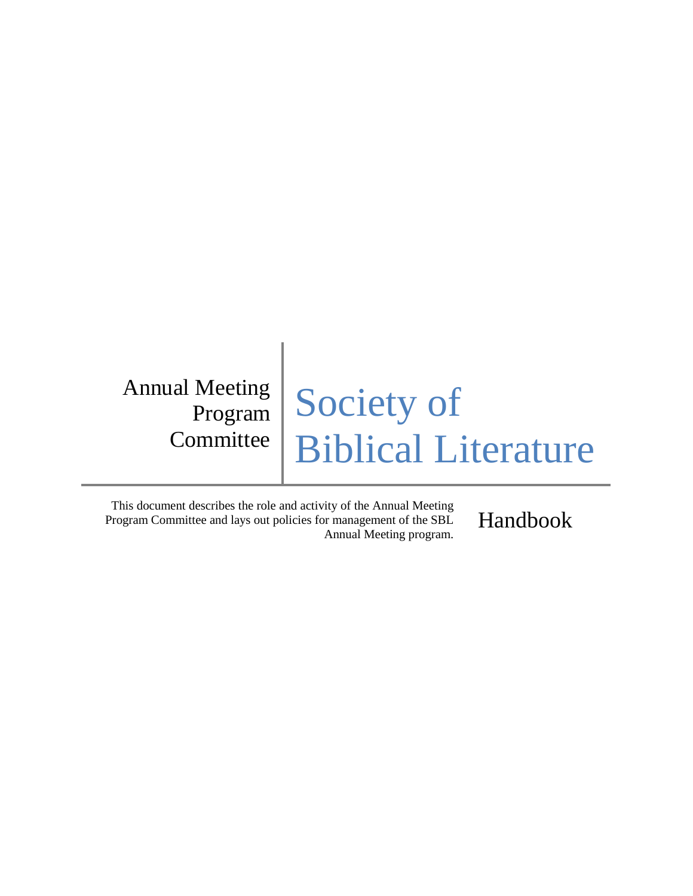Annual Meeting Program Committee

# Society of Biblical Literature

This document describes the role and activity of the Annual Meeting Program Committee and lays out policies for management of the SBL Annual Meeting program.

## Handbook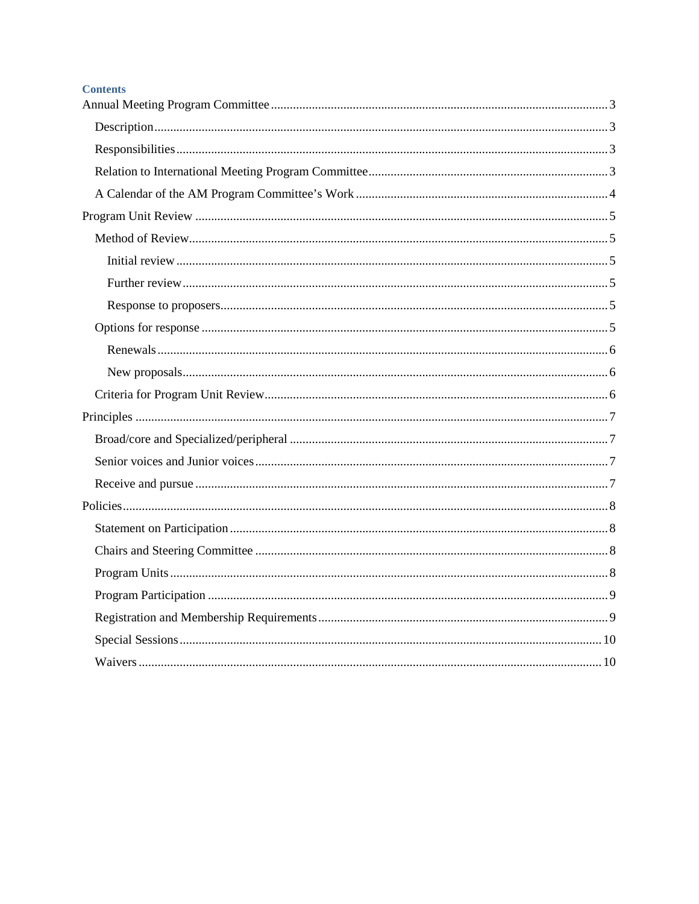**Contents**

- Annual Meeting Program Committee ... 3
  - Description ... 3
  - Responsibilities ... 3
  - Relation to International Meeting Program Committee ... 3
  - A Calendar of the AM Program Committee's Work ... 4
- Program Unit Review ... 5
  - Method of Review ... 5
    - Initial review ... 5
    - Further review ... 5
    - Response to proposers ... 5
  - Options for response ... 5
    - Renewals ... 6
    - New proposals ... 6
  - Criteria for Program Unit Review ... 6
- Principles ... 7
  - Broad/core and Specialized/peripheral ... 7
  - Senior voices and Junior voices ... 7
  - Receive and pursue ... 7
- Policies ... 8
  - Statement on Participation ... 8
  - Chairs and Steering Committee ... 8
  - Program Units ... 8
  - Program Participation ... 9
  - Registration and Membership Requirements ... 9
  - Special Sessions ... 10
  - Waivers ... 10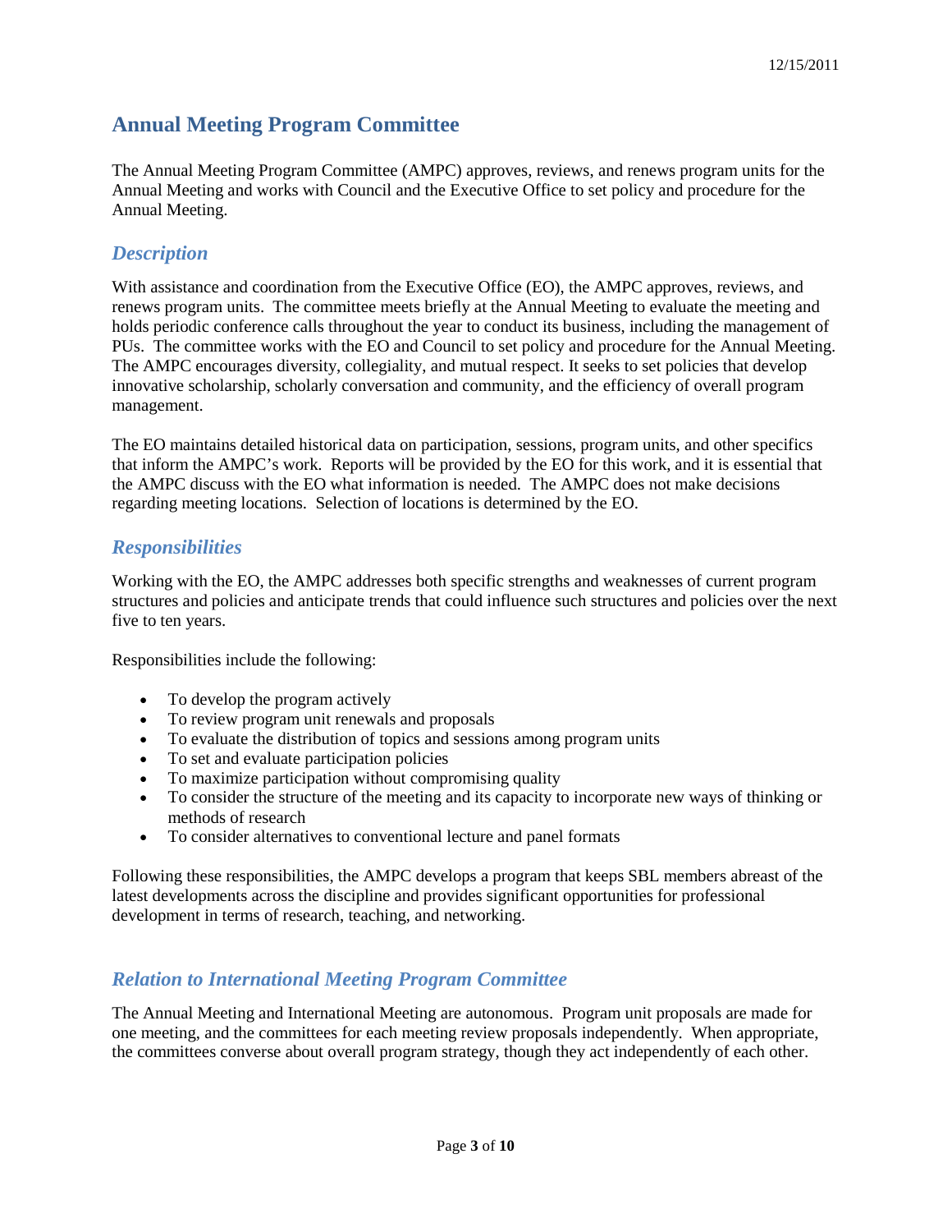## Annual Meeting Program Committee

The Annual Meeting Program Committee (AMPC) approves, reviews, and renews program units for the Annual Meeting and works with Council and the Executive Office to set policy and procedure for the Annual Meeting.

### *Description*

With assistance and coordination from the Executive Office (EO), the AMPC approves, reviews, and renews program units. The committee meets briefly at the Annual Meeting to evaluate the meeting and holds periodic conference calls throughout the year to conduct its business, including the management of PUs. The committee works with the EO and Council to set policy and procedure for the Annual Meeting. The AMPC encourages diversity, collegiality, and mutual respect. It seeks to set policies that develop innovative scholarship, scholarly conversation and community, and the efficiency of overall program management.

The EO maintains detailed historical data on participation, sessions, program units, and other specifics that inform the AMPC's work. Reports will be provided by the EO for this work, and it is essential that the AMPC discuss with the EO what information is needed. The AMPC does not make decisions regarding meeting locations. Selection of locations is determined by the EO.

### *Responsibilities*

Working with the EO, the AMPC addresses both specific strengths and weaknesses of current program structures and policies and anticipate trends that could influence such structures and policies over the next five to ten years.

Responsibilities include the following:

- To develop the program actively
- To review program unit renewals and proposals
- To evaluate the distribution of topics and sessions among program units
- To set and evaluate participation policies
- To maximize participation without compromising quality
- To consider the structure of the meeting and its capacity to incorporate new ways of thinking or methods of research
- To consider alternatives to conventional lecture and panel formats

Following these responsibilities, the AMPC develops a program that keeps SBL members abreast of the latest developments across the discipline and provides significant opportunities for professional development in terms of research, teaching, and networking.

### *Relation to International Meeting Program Committee*

The Annual Meeting and International Meeting are autonomous. Program unit proposals are made for one meeting, and the committees for each meeting review proposals independently. When appropriate, the committees converse about overall program strategy, though they act independently of each other.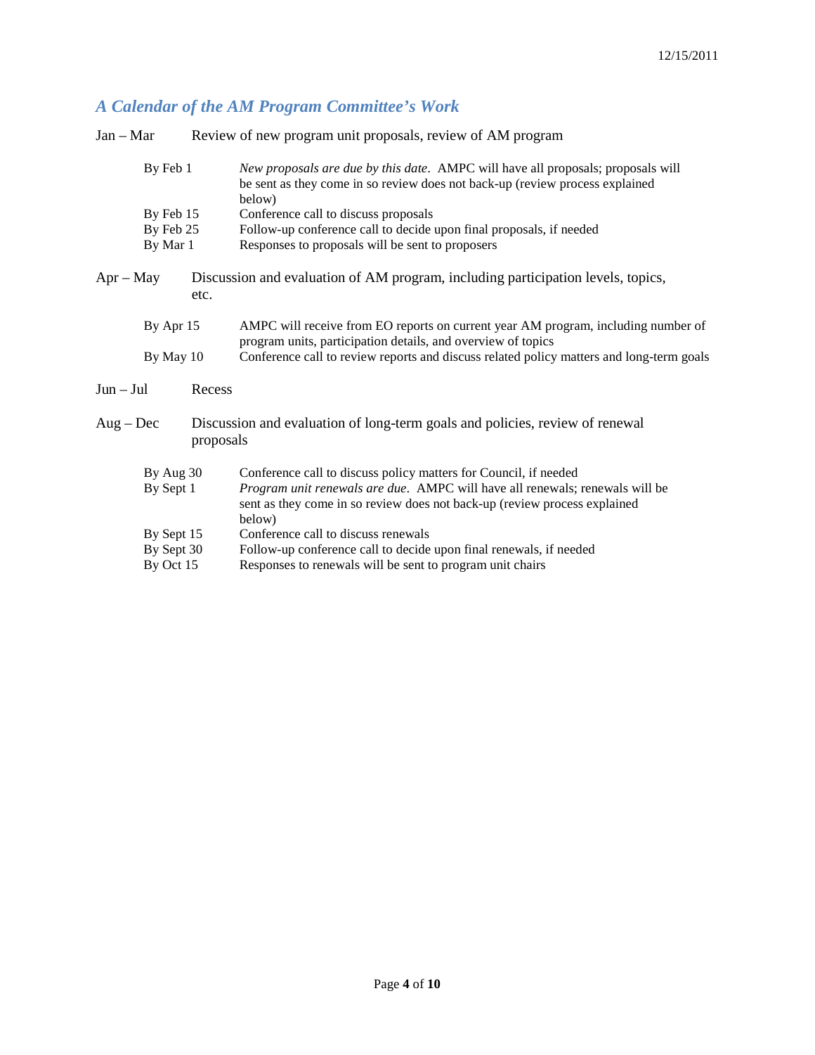## *A Calendar of the AM Program Committee's Work*

**Jan – Mar** Review of new program unit proposals, review of AM program

| | |
|---|---|
| By Feb 1 | *New proposals are due by this date*. AMPC will have all proposals; proposals will be sent as they come in so review does not back-up (review process explained below) |
| By Feb 15 | Conference call to discuss proposals |
| By Feb 25 | Follow-up conference call to decide upon final proposals, if needed |
| By Mar 1 | Responses to proposals will be sent to proposers |

**Apr – May** Discussion and evaluation of AM program, including participation levels, topics, etc.

| | |
|---|---|
| By Apr 15 | AMPC will receive from EO reports on current year AM program, including number of program units, participation details, and overview of topics |
| By May 10 | Conference call to review reports and discuss related policy matters and long-term goals |

**Jun – Jul** Recess

**Aug – Dec** Discussion and evaluation of long-term goals and policies, review of renewal proposals

| | |
|---|---|
| By Aug 30 | Conference call to discuss policy matters for Council, if needed |
| By Sept 1 | *Program unit renewals are due*. AMPC will have all renewals; renewals will be sent as they come in so review does not back-up (review process explained below) |
| By Sept 15 | Conference call to discuss renewals |
| By Sept 30 | Follow-up conference call to decide upon final renewals, if needed |
| By Oct 15 | Responses to renewals will be sent to program unit chairs |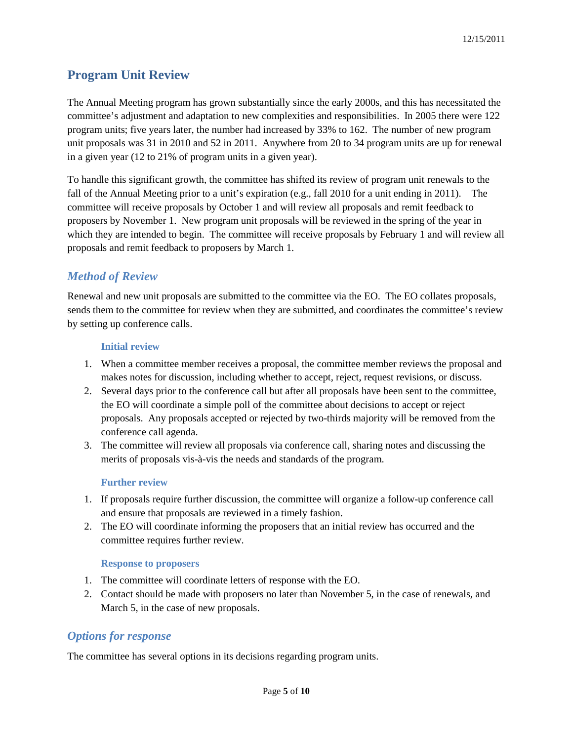## Program Unit Review

The Annual Meeting program has grown substantially since the early 2000s, and this has necessitated the committee's adjustment and adaptation to new complexities and responsibilities. In 2005 there were 122 program units; five years later, the number had increased by 33% to 162. The number of new program unit proposals was 31 in 2010 and 52 in 2011. Anywhere from 20 to 34 program units are up for renewal in a given year (12 to 21% of program units in a given year).

To handle this significant growth, the committee has shifted its review of program unit renewals to the fall of the Annual Meeting prior to a unit's expiration (e.g., fall 2010 for a unit ending in 2011). The committee will receive proposals by October 1 and will review all proposals and remit feedback to proposers by November 1. New program unit proposals will be reviewed in the spring of the year in which they are intended to begin. The committee will receive proposals by February 1 and will review all proposals and remit feedback to proposers by March 1.

### *Method of Review*

Renewal and new unit proposals are submitted to the committee via the EO. The EO collates proposals, sends them to the committee for review when they are submitted, and coordinates the committee's review by setting up conference calls.

#### Initial review

1. When a committee member receives a proposal, the committee member reviews the proposal and makes notes for discussion, including whether to accept, reject, request revisions, or discuss.
2. Several days prior to the conference call but after all proposals have been sent to the committee, the EO will coordinate a simple poll of the committee about decisions to accept or reject proposals. Any proposals accepted or rejected by two-thirds majority will be removed from the conference call agenda.
3. The committee will review all proposals via conference call, sharing notes and discussing the merits of proposals vis-à-vis the needs and standards of the program.

#### Further review

1. If proposals require further discussion, the committee will organize a follow-up conference call and ensure that proposals are reviewed in a timely fashion.
2. The EO will coordinate informing the proposers that an initial review has occurred and the committee requires further review.

#### Response to proposers

1. The committee will coordinate letters of response with the EO.
2. Contact should be made with proposers no later than November 5, in the case of renewals, and March 5, in the case of new proposals.

### *Options for response*

The committee has several options in its decisions regarding program units.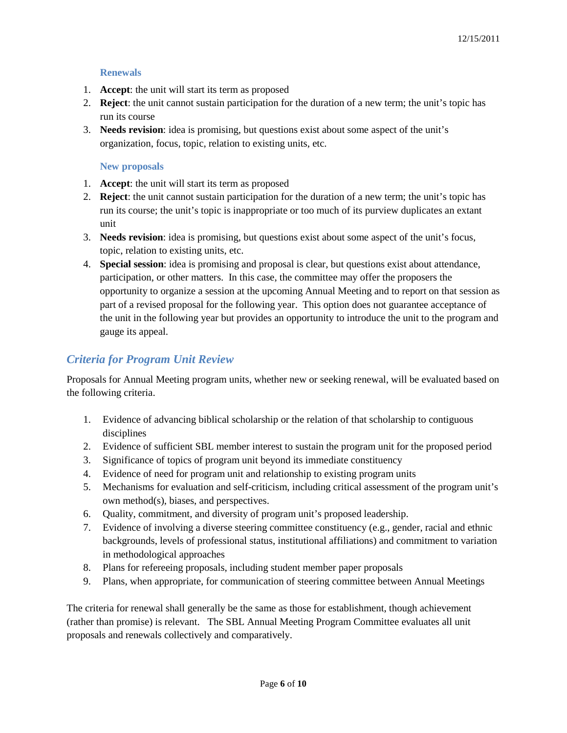#### Renewals

1. **Accept**: the unit will start its term as proposed
2. **Reject**: the unit cannot sustain participation for the duration of a new term; the unit's topic has run its course
3. **Needs revision**: idea is promising, but questions exist about some aspect of the unit's organization, focus, topic, relation to existing units, etc.

#### New proposals

1. **Accept**: the unit will start its term as proposed
2. **Reject**: the unit cannot sustain participation for the duration of a new term; the unit's topic has run its course; the unit's topic is inappropriate or too much of its purview duplicates an extant unit
3. **Needs revision**: idea is promising, but questions exist about some aspect of the unit's focus, topic, relation to existing units, etc.
4. **Special session**: idea is promising and proposal is clear, but questions exist about attendance, participation, or other matters. In this case, the committee may offer the proposers the opportunity to organize a session at the upcoming Annual Meeting and to report on that session as part of a revised proposal for the following year. This option does not guarantee acceptance of the unit in the following year but provides an opportunity to introduce the unit to the program and gauge its appeal.

### *Criteria for Program Unit Review*

Proposals for Annual Meeting program units, whether new or seeking renewal, will be evaluated based on the following criteria.

1. Evidence of advancing biblical scholarship or the relation of that scholarship to contiguous disciplines
2. Evidence of sufficient SBL member interest to sustain the program unit for the proposed period
3. Significance of topics of program unit beyond its immediate constituency
4. Evidence of need for program unit and relationship to existing program units
5. Mechanisms for evaluation and self-criticism, including critical assessment of the program unit's own method(s), biases, and perspectives.
6. Quality, commitment, and diversity of program unit's proposed leadership.
7. Evidence of involving a diverse steering committee constituency (e.g., gender, racial and ethnic backgrounds, levels of professional status, institutional affiliations) and commitment to variation in methodological approaches
8. Plans for refereeing proposals, including student member paper proposals
9. Plans, when appropriate, for communication of steering committee between Annual Meetings

The criteria for renewal shall generally be the same as those for establishment, though achievement (rather than promise) is relevant. The SBL Annual Meeting Program Committee evaluates all unit proposals and renewals collectively and comparatively.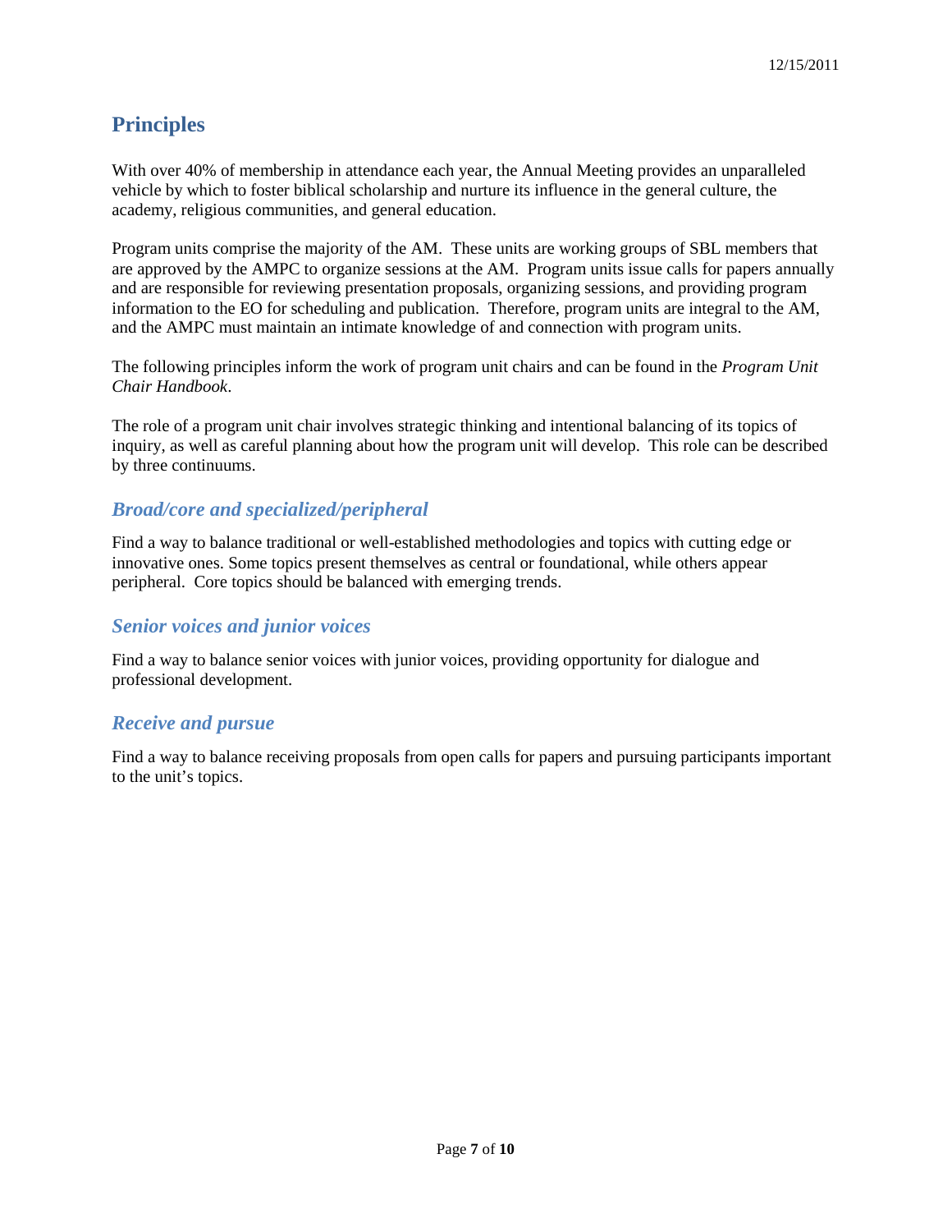## Principles

With over 40% of membership in attendance each year, the Annual Meeting provides an unparalleled vehicle by which to foster biblical scholarship and nurture its influence in the general culture, the academy, religious communities, and general education.

Program units comprise the majority of the AM. These units are working groups of SBL members that are approved by the AMPC to organize sessions at the AM. Program units issue calls for papers annually and are responsible for reviewing presentation proposals, organizing sessions, and providing program information to the EO for scheduling and publication. Therefore, program units are integral to the AM, and the AMPC must maintain an intimate knowledge of and connection with program units.

The following principles inform the work of program unit chairs and can be found in the *Program Unit Chair Handbook*.

The role of a program unit chair involves strategic thinking and intentional balancing of its topics of inquiry, as well as careful planning about how the program unit will develop. This role can be described by three continuums.

### *Broad/core and specialized/peripheral*

Find a way to balance traditional or well-established methodologies and topics with cutting edge or innovative ones. Some topics present themselves as central or foundational, while others appear peripheral. Core topics should be balanced with emerging trends.

### *Senior voices and junior voices*

Find a way to balance senior voices with junior voices, providing opportunity for dialogue and professional development.

### *Receive and pursue*

Find a way to balance receiving proposals from open calls for papers and pursuing participants important to the unit's topics.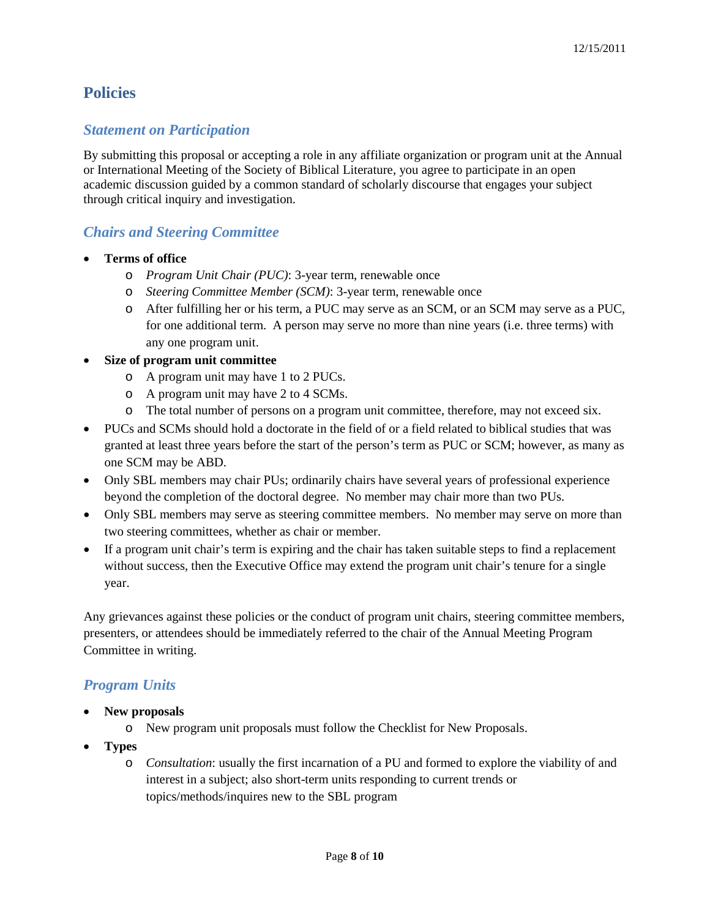# Policies

## *Statement on Participation*

By submitting this proposal or accepting a role in any affiliate organization or program unit at the Annual or International Meeting of the Society of Biblical Literature, you agree to participate in an open academic discussion guided by a common standard of scholarly discourse that engages your subject through critical inquiry and investigation.

## *Chairs and Steering Committee*

- **Terms of office**
  - *Program Unit Chair (PUC)*: 3-year term, renewable once
  - *Steering Committee Member (SCM)*: 3-year term, renewable once
  - After fulfilling her or his term, a PUC may serve as an SCM, or an SCM may serve as a PUC, for one additional term. A person may serve no more than nine years (i.e. three terms) with any one program unit.
- **Size of program unit committee**
  - A program unit may have 1 to 2 PUCs.
  - A program unit may have 2 to 4 SCMs.
  - The total number of persons on a program unit committee, therefore, may not exceed six.
- PUCs and SCMs should hold a doctorate in the field of or a field related to biblical studies that was granted at least three years before the start of the person's term as PUC or SCM; however, as many as one SCM may be ABD.
- Only SBL members may chair PUs; ordinarily chairs have several years of professional experience beyond the completion of the doctoral degree. No member may chair more than two PUs.
- Only SBL members may serve as steering committee members. No member may serve on more than two steering committees, whether as chair or member.
- If a program unit chair's term is expiring and the chair has taken suitable steps to find a replacement without success, then the Executive Office may extend the program unit chair's tenure for a single year.

Any grievances against these policies or the conduct of program unit chairs, steering committee members, presenters, or attendees should be immediately referred to the chair of the Annual Meeting Program Committee in writing.

## *Program Units*

- **New proposals**
  - New program unit proposals must follow the Checklist for New Proposals.
- **Types**
  - *Consultation*: usually the first incarnation of a PU and formed to explore the viability of and interest in a subject; also short-term units responding to current trends or topics/methods/inquires new to the SBL program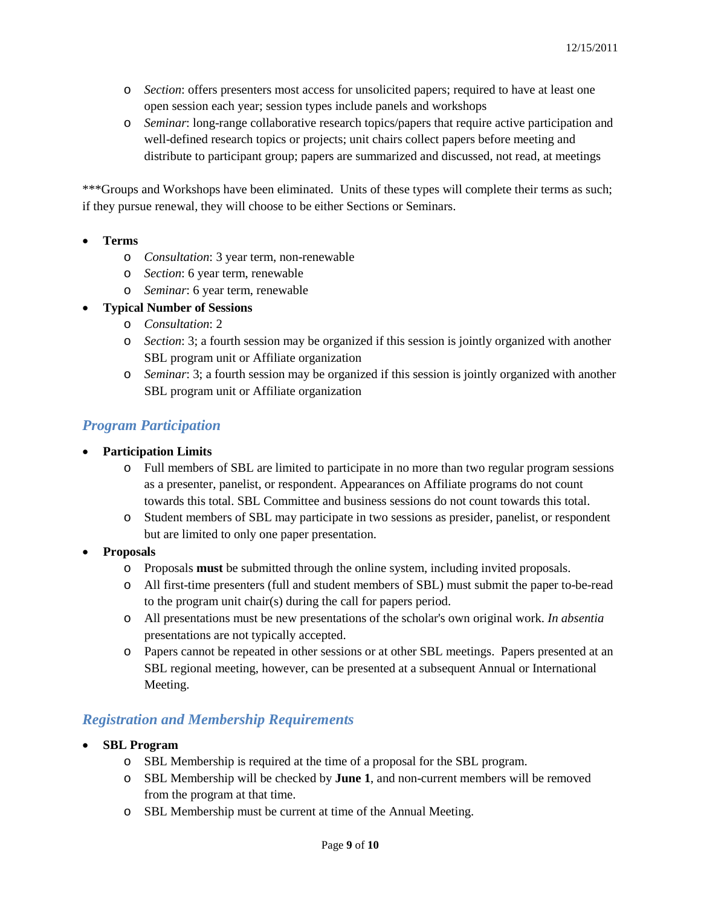- *Section*: offers presenters most access for unsolicited papers; required to have at least one open session each year; session types include panels and workshops
- *Seminar*: long-range collaborative research topics/papers that require active participation and well-defined research topics or projects; unit chairs collect papers before meeting and distribute to participant group; papers are summarized and discussed, not read, at meetings

***Groups and Workshops have been eliminated. Units of these types will complete their terms as such; if they pursue renewal, they will choose to be either Sections or Seminars.

- **Terms**
  - *Consultation*: 3 year term, non-renewable
  - *Section*: 6 year term, renewable
  - *Seminar*: 6 year term, renewable
- **Typical Number of Sessions**
  - *Consultation*: 2
  - *Section*: 3; a fourth session may be organized if this session is jointly organized with another SBL program unit or Affiliate organization
  - *Seminar*: 3; a fourth session may be organized if this session is jointly organized with another SBL program unit or Affiliate organization

## *Program Participation*

- **Participation Limits**
  - Full members of SBL are limited to participate in no more than two regular program sessions as a presenter, panelist, or respondent. Appearances on Affiliate programs do not count towards this total. SBL Committee and business sessions do not count towards this total.
  - Student members of SBL may participate in two sessions as presider, panelist, or respondent but are limited to only one paper presentation.
- **Proposals**
  - Proposals **must** be submitted through the online system, including invited proposals.
  - All first-time presenters (full and student members of SBL) must submit the paper to-be-read to the program unit chair(s) during the call for papers period.
  - All presentations must be new presentations of the scholar's own original work. *In absentia* presentations are not typically accepted.
  - Papers cannot be repeated in other sessions or at other SBL meetings. Papers presented at an SBL regional meeting, however, can be presented at a subsequent Annual or International Meeting.

## *Registration and Membership Requirements*

- **SBL Program**
  - SBL Membership is required at the time of a proposal for the SBL program.
  - SBL Membership will be checked by **June 1**, and non-current members will be removed from the program at that time.
  - SBL Membership must be current at time of the Annual Meeting.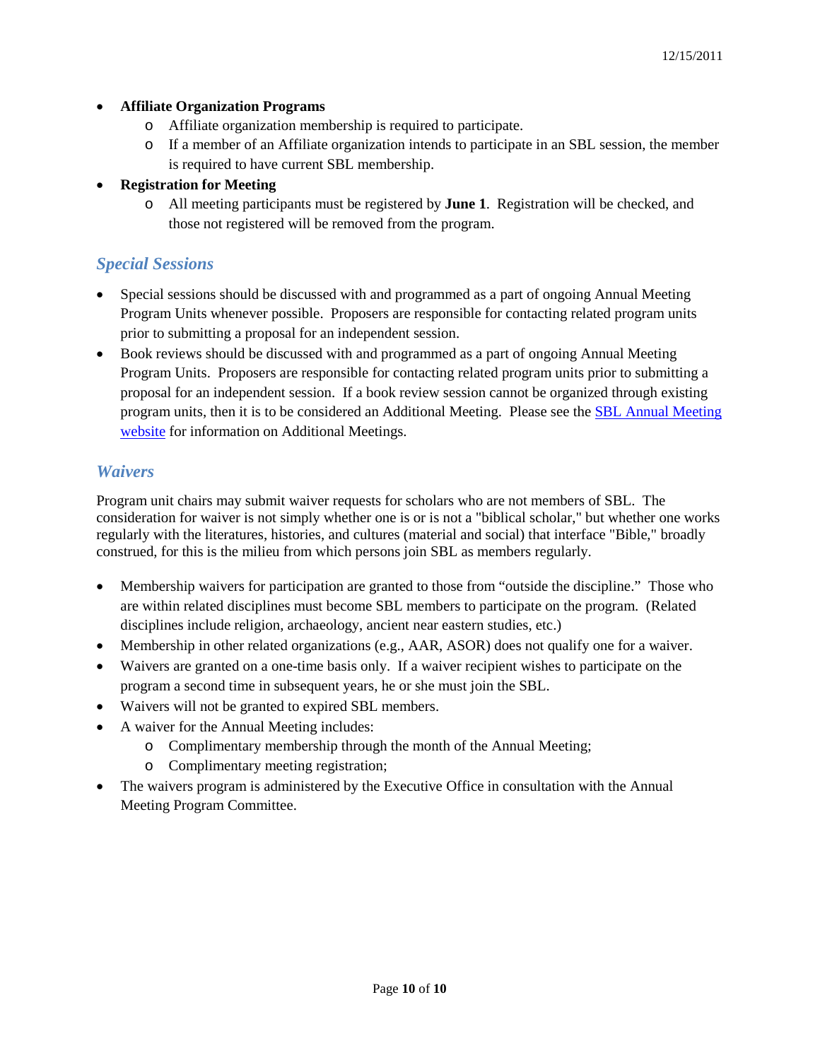- **Affiliate Organization Programs**
  - Affiliate organization membership is required to participate.
  - If a member of an Affiliate organization intends to participate in an SBL session, the member is required to have current SBL membership.
- **Registration for Meeting**
  - All meeting participants must be registered by **June 1**. Registration will be checked, and those not registered will be removed from the program.

## *Special Sessions*

- Special sessions should be discussed with and programmed as a part of ongoing Annual Meeting Program Units whenever possible. Proposers are responsible for contacting related program units prior to submitting a proposal for an independent session.
- Book reviews should be discussed with and programmed as a part of ongoing Annual Meeting Program Units. Proposers are responsible for contacting related program units prior to submitting a proposal for an independent session. If a book review session cannot be organized through existing program units, then it is to be considered an Additional Meeting. Please see the SBL Annual Meeting website for information on Additional Meetings.

## *Waivers*

Program unit chairs may submit waiver requests for scholars who are not members of SBL. The consideration for waiver is not simply whether one is or is not a "biblical scholar," but whether one works regularly with the literatures, histories, and cultures (material and social) that interface "Bible," broadly construed, for this is the milieu from which persons join SBL as members regularly.

- Membership waivers for participation are granted to those from "outside the discipline." Those who are within related disciplines must become SBL members to participate on the program. (Related disciplines include religion, archaeology, ancient near eastern studies, etc.)
- Membership in other related organizations (e.g., AAR, ASOR) does not qualify one for a waiver.
- Waivers are granted on a one-time basis only. If a waiver recipient wishes to participate on the program a second time in subsequent years, he or she must join the SBL.
- Waivers will not be granted to expired SBL members.
- A waiver for the Annual Meeting includes:
  - Complimentary membership through the month of the Annual Meeting;
  - Complimentary meeting registration;
- The waivers program is administered by the Executive Office in consultation with the Annual Meeting Program Committee.